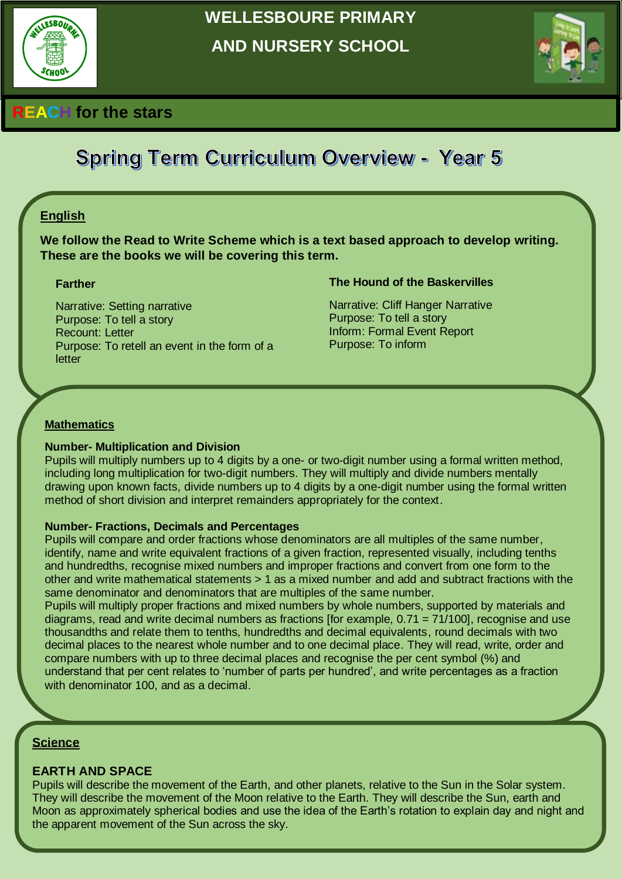# WELLESBOURE PRIMARY AND NURSERY SCHOOL

**REACH for the stars**

## Spring Term Curriculum Overview - Year 5

### English

**We follow the Read to Write Scheme which is a text based approach to develop writing. These are the books we will be covering this term.**

**Farther**

Narrative: Setting narrative
Purpose: To tell a story
Recount: Letter
Purpose: To retell an event in the form of a letter

**The Hound of the Baskervilles**

Narrative: Cliff Hanger Narrative
Purpose: To tell a story
Inform: Formal Event Report
Purpose: To inform

### Mathematics

**Number- Multiplication and Division**
Pupils will multiply numbers up to 4 digits by a one- or two-digit number using a formal written method, including long multiplication for two-digit numbers. They will multiply and divide numbers mentally drawing upon known facts, divide numbers up to 4 digits by a one-digit number using the formal written method of short division and interpret remainders appropriately for the context.

**Number- Fractions, Decimals and Percentages**
Pupils will compare and order fractions whose denominators are all multiples of the same number, identify, name and write equivalent fractions of a given fraction, represented visually, including tenths and hundredths, recognise mixed numbers and improper fractions and convert from one form to the other and write mathematical statements > 1 as a mixed number and add and subtract fractions with the same denominator and denominators that are multiples of the same number.
Pupils will multiply proper fractions and mixed numbers by whole numbers, supported by materials and diagrams, read and write decimal numbers as fractions [for example, 0.71 = 71/100], recognise and use thousandths and relate them to tenths, hundredths and decimal equivalents, round decimals with two decimal places to the nearest whole number and to one decimal place. They will read, write, order and compare numbers with up to three decimal places and recognise the per cent symbol (%) and understand that per cent relates to 'number of parts per hundred', and write percentages as a fraction with denominator 100, and as a decimal.

### Science

**EARTH AND SPACE**
Pupils will describe the movement of the Earth, and other planets, relative to the Sun in the Solar system. They will describe the movement of the Moon relative to the Earth. They will describe the Sun, earth and Moon as approximately spherical bodies and use the idea of the Earth's rotation to explain day and night and the apparent movement of the Sun across the sky.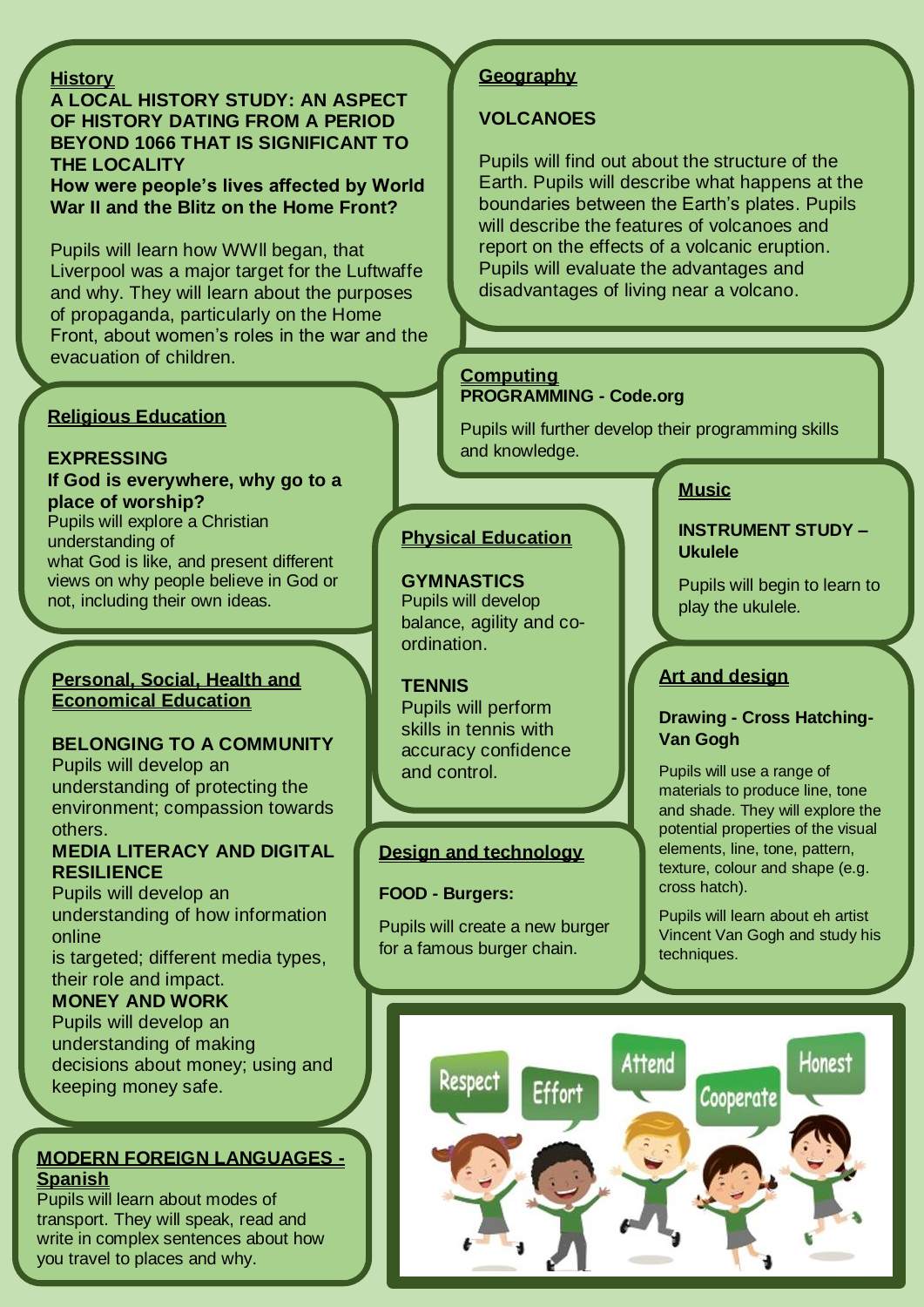## History

**A LOCAL HISTORY STUDY: AN ASPECT OF HISTORY DATING FROM A PERIOD BEYOND 1066 THAT IS SIGNIFICANT TO THE LOCALITY**

**How were people's lives affected by World War II and the Blitz on the Home Front?**

Pupils will learn how WWII began, that Liverpool was a major target for the Luftwaffe and why. They will learn about the purposes of propaganda, particularly on the Home Front, about women's roles in the war and the evacuation of children.

## Geography

**VOLCANOES**

Pupils will find out about the structure of the Earth. Pupils will describe what happens at the boundaries between the Earth's plates. Pupils will describe the features of volcanoes and report on the effects of a volcanic eruption. Pupils will evaluate the advantages and disadvantages of living near a volcano.

## Religious Education

**EXPRESSING**

**If God is everywhere, why go to a place of worship?**

Pupils will explore a Christian understanding of what God is like, and present different views on why people believe in God or not, including their own ideas.

## Computing

**PROGRAMMING - Code.org**

Pupils will further develop their programming skills and knowledge.

## Physical Education

**GYMNASTICS**

Pupils will develop balance, agility and co-ordination.

**TENNIS**

Pupils will perform skills in tennis with accuracy confidence and control.

## Music

**INSTRUMENT STUDY – Ukulele**

Pupils will begin to learn to play the ukulele.

## Personal, Social, Health and Economical Education

**BELONGING TO A COMMUNITY**

Pupils will develop an understanding of protecting the environment; compassion towards others.

**MEDIA LITERACY AND DIGITAL RESILIENCE**

Pupils will develop an understanding of how information online is targeted; different media types, their role and impact.

**MONEY AND WORK**

Pupils will develop an understanding of making decisions about money; using and keeping money safe.

## Design and technology

**FOOD - Burgers:**

Pupils will create a new burger for a famous burger chain.

## Art and design

**Drawing - Cross Hatching- Van Gogh**

Pupils will use a range of materials to produce line, tone and shade. They will explore the potential properties of the visual elements, line, tone, pattern, texture, colour and shape (e.g. cross hatch).

Pupils will learn about eh artist Vincent Van Gogh and study his techniques.

## MODERN FOREIGN LANGUAGES - Spanish

Pupils will learn about modes of transport. They will speak, read and write in complex sentences about how you travel to places and why.